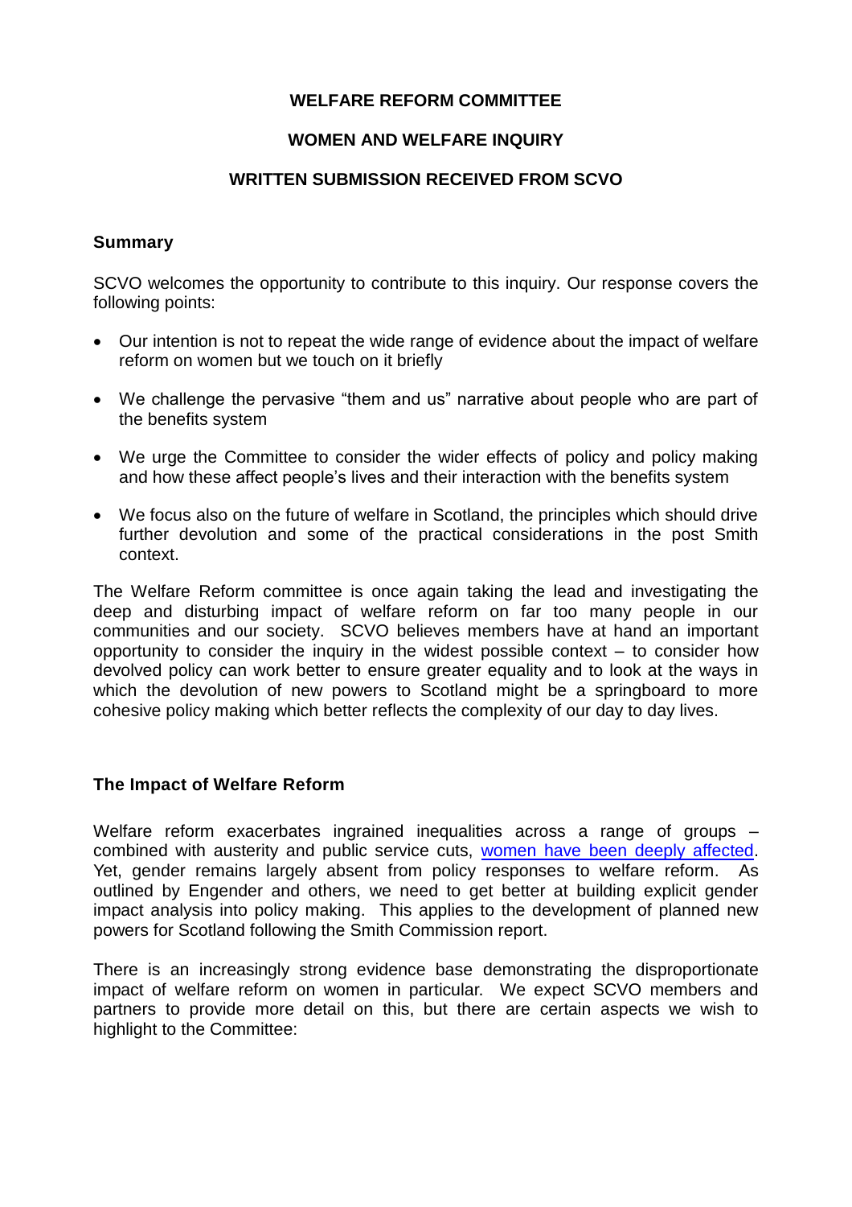# WELFARE REFORM COMMITTEE

## WOMEN AND WELFARE INQUIRY

## WRITTEN SUBMISSION RECEIVED FROM SCVO

### Summary

SCVO welcomes the opportunity to contribute to this inquiry. Our response covers the following points:

- Our intention is not to repeat the wide range of evidence about the impact of welfare reform on women but we touch on it briefly
- We challenge the pervasive "them and us" narrative about people who are part of the benefits system
- We urge the Committee to consider the wider effects of policy and policy making and how these affect people's lives and their interaction with the benefits system
- We focus also on the future of welfare in Scotland, the principles which should drive further devolution and some of the practical considerations in the post Smith context.

The Welfare Reform committee is once again taking the lead and investigating the deep and disturbing impact of welfare reform on far too many people in our communities and our society. SCVO believes members have at hand an important opportunity to consider the inquiry in the widest possible context – to consider how devolved policy can work better to ensure greater equality and to look at the ways in which the devolution of new powers to Scotland might be a springboard to more cohesive policy making which better reflects the complexity of our day to day lives.

### The Impact of Welfare Reform

Welfare reform exacerbates ingrained inequalities across a range of groups – combined with austerity and public service cuts, women have been deeply affected. Yet, gender remains largely absent from policy responses to welfare reform. As outlined by Engender and others, we need to get better at building explicit gender impact analysis into policy making. This applies to the development of planned new powers for Scotland following the Smith Commission report.

There is an increasingly strong evidence base demonstrating the disproportionate impact of welfare reform on women in particular. We expect SCVO members and partners to provide more detail on this, but there are certain aspects we wish to highlight to the Committee: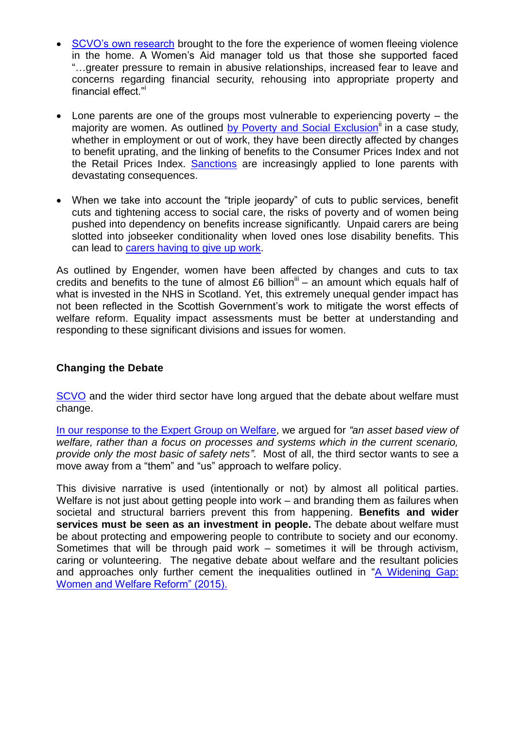- SCVO's own research brought to the fore the experience of women fleeing violence in the home. A Women's Aid manager told us that those she supported faced "…greater pressure to remain in abusive relationships, increased fear to leave and concerns regarding financial security, rehousing into appropriate property and financial effect."[i]

- Lone parents are one of the groups most vulnerable to experiencing poverty – the majority are women. As outlined by Poverty and Social Exclusion[ii] in a case study, whether in employment or out of work, they have been directly affected by changes to benefit uprating, and the linking of benefits to the Consumer Prices Index and not the Retail Prices Index. Sanctions are increasingly applied to lone parents with devastating consequences.

- When we take into account the "triple jeopardy" of cuts to public services, benefit cuts and tightening access to social care, the risks of poverty and of women being pushed into dependency on benefits increase significantly. Unpaid carers are being slotted into jobseeker conditionality when loved ones lose disability benefits. This can lead to carers having to give up work.

As outlined by Engender, women have been affected by changes and cuts to tax credits and benefits to the tune of almost £6 billion[iii] – an amount which equals half of what is invested in the NHS in Scotland. Yet, this extremely unequal gender impact has not been reflected in the Scottish Government's work to mitigate the worst effects of welfare reform. Equality impact assessments must be better at understanding and responding to these significant divisions and issues for women.

### Changing the Debate

SCVO and the wider third sector have long argued that the debate about welfare must change.

In our response to the Expert Group on Welfare, we argued for *"an asset based view of welfare, rather than a focus on processes and systems which in the current scenario, provide only the most basic of safety nets"*. Most of all, the third sector wants to see a move away from a "them" and "us" approach to welfare policy.

This divisive narrative is used (intentionally or not) by almost all political parties. Welfare is not just about getting people into work – and branding them as failures when societal and structural barriers prevent this from happening. **Benefits and wider services must be seen as an investment in people.** The debate about welfare must be about protecting and empowering people to contribute to society and our economy. Sometimes that will be through paid work – sometimes it will be through activism, caring or volunteering. The negative debate about welfare and the resultant policies and approaches only further cement the inequalities outlined in "A Widening Gap: Women and Welfare Reform" (2015).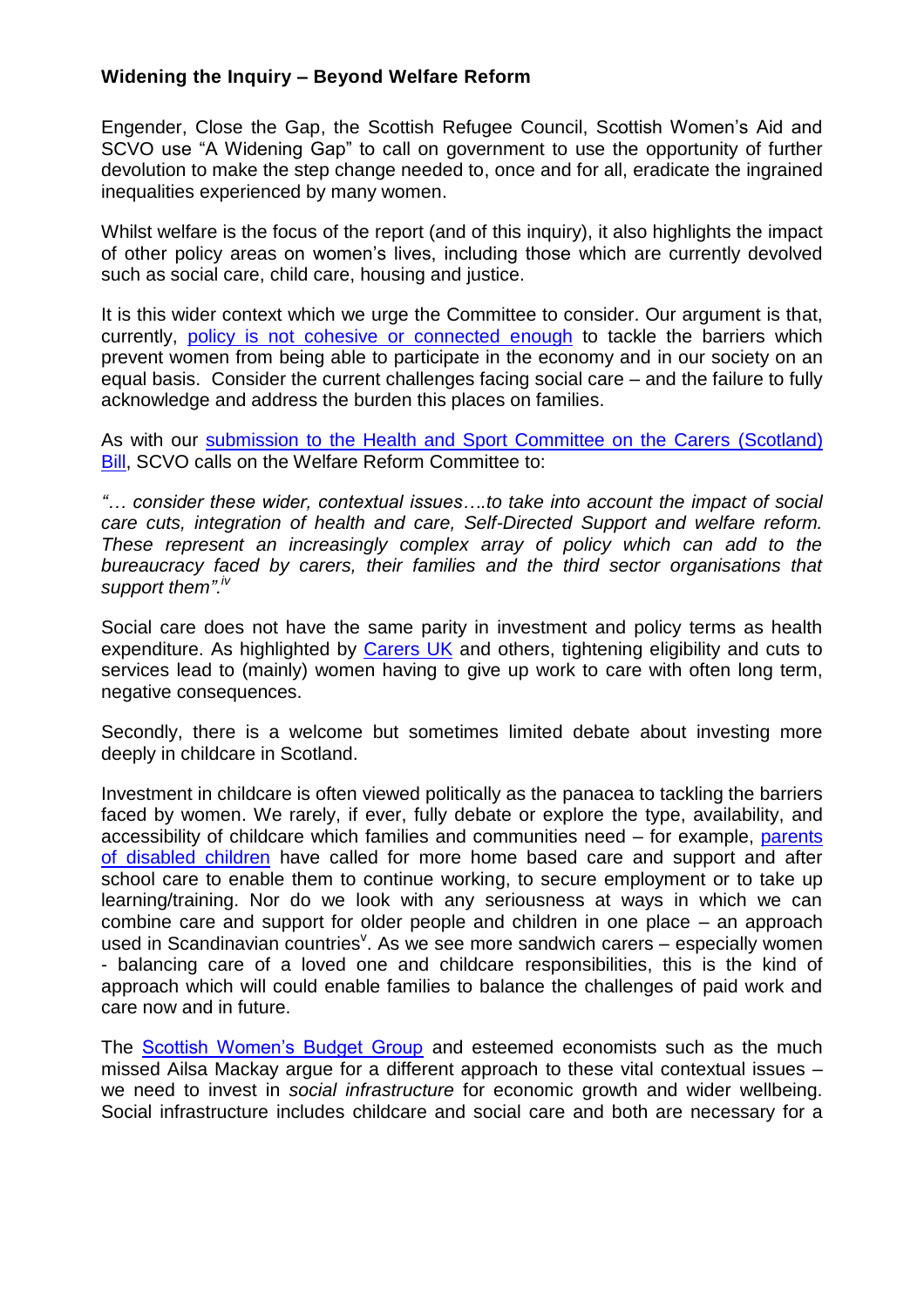### Widening the Inquiry – Beyond Welfare Reform

Engender, Close the Gap, the Scottish Refugee Council, Scottish Women's Aid and SCVO use "A Widening Gap" to call on government to use the opportunity of further devolution to make the step change needed to, once and for all, eradicate the ingrained inequalities experienced by many women.

Whilst welfare is the focus of the report (and of this inquiry), it also highlights the impact of other policy areas on women's lives, including those which are currently devolved such as social care, child care, housing and justice.

It is this wider context which we urge the Committee to consider. Our argument is that, currently, policy is not cohesive or connected enough to tackle the barriers which prevent women from being able to participate in the economy and in our society on an equal basis. Consider the current challenges facing social care – and the failure to fully acknowledge and address the burden this places on families.

As with our submission to the Health and Sport Committee on the Carers (Scotland) Bill, SCVO calls on the Welfare Reform Committee to:

*"… consider these wider, contextual issues….to take into account the impact of social care cuts, integration of health and care, Self-Directed Support and welfare reform. These represent an increasingly complex array of policy which can add to the bureaucracy faced by carers, their families and the third sector organisations that support them".*[iv]

Social care does not have the same parity in investment and policy terms as health expenditure. As highlighted by Carers UK and others, tightening eligibility and cuts to services lead to (mainly) women having to give up work to care with often long term, negative consequences.

Secondly, there is a welcome but sometimes limited debate about investing more deeply in childcare in Scotland.

Investment in childcare is often viewed politically as the panacea to tackling the barriers faced by women. We rarely, if ever, fully debate or explore the type, availability, and accessibility of childcare which families and communities need – for example, parents of disabled children have called for more home based care and support and after school care to enable them to continue working, to secure employment or to take up learning/training. Nor do we look with any seriousness at ways in which we can combine care and support for older people and children in one place – an approach used in Scandinavian countries[v]. As we see more sandwich carers – especially women - balancing care of a loved one and childcare responsibilities, this is the kind of approach which will could enable families to balance the challenges of paid work and care now and in future.

The Scottish Women's Budget Group and esteemed economists such as the much missed Ailsa Mackay argue for a different approach to these vital contextual issues – we need to invest in *social infrastructure* for economic growth and wider wellbeing. Social infrastructure includes childcare and social care and both are necessary for a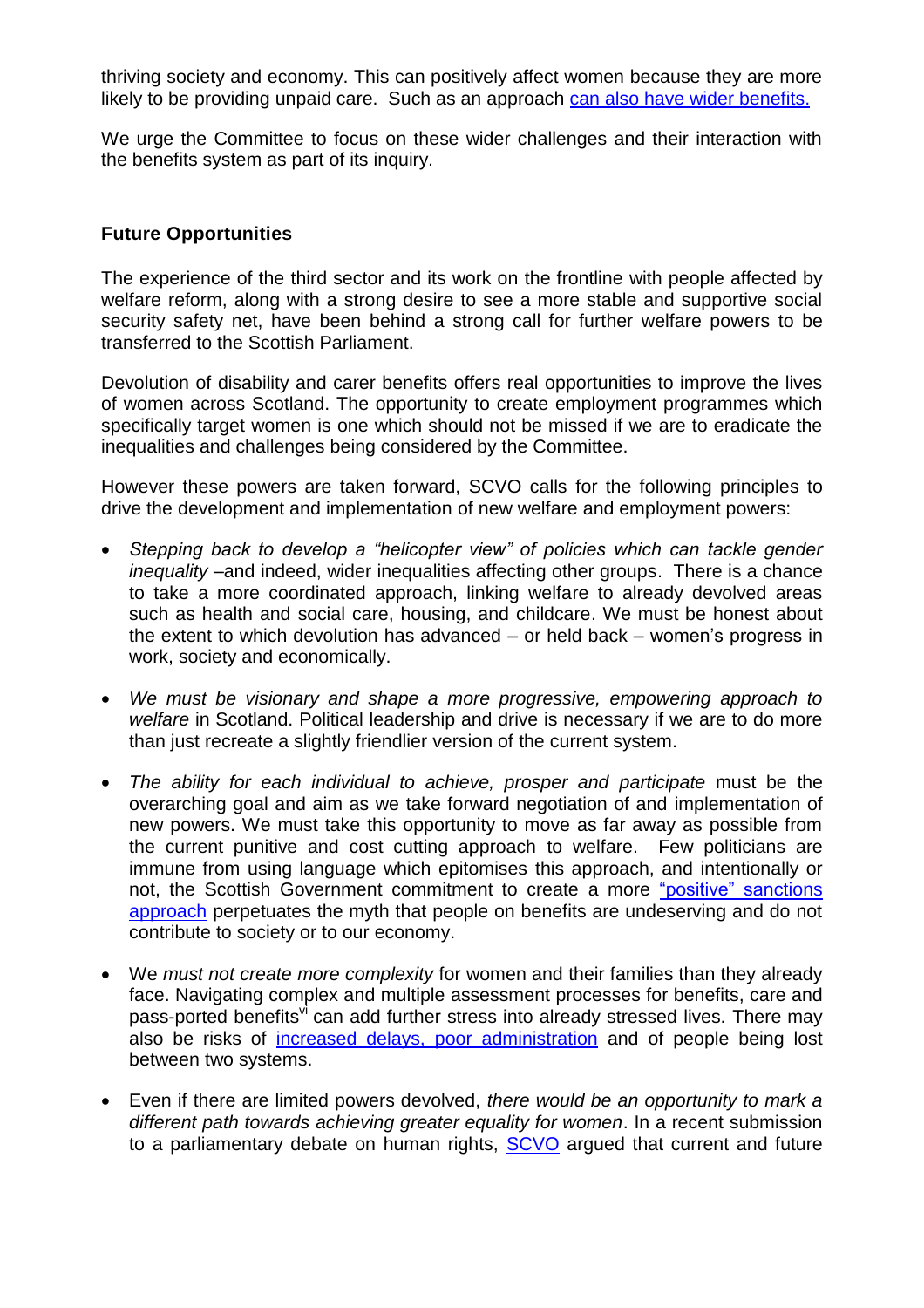thriving society and economy. This can positively affect women because they are more likely to be providing unpaid care. Such as an approach can also have wider benefits.

We urge the Committee to focus on these wider challenges and their interaction with the benefits system as part of its inquiry.

**Future Opportunities**

The experience of the third sector and its work on the frontline with people affected by welfare reform, along with a strong desire to see a more stable and supportive social security safety net, have been behind a strong call for further welfare powers to be transferred to the Scottish Parliament.

Devolution of disability and carer benefits offers real opportunities to improve the lives of women across Scotland. The opportunity to create employment programmes which specifically target women is one which should not be missed if we are to eradicate the inequalities and challenges being considered by the Committee.

However these powers are taken forward, SCVO calls for the following principles to drive the development and implementation of new welfare and employment powers:

- *Stepping back to develop a "helicopter view" of policies which can tackle gender inequality* –and indeed, wider inequalities affecting other groups. There is a chance to take a more coordinated approach, linking welfare to already devolved areas such as health and social care, housing, and childcare. We must be honest about the extent to which devolution has advanced – or held back – women's progress in work, society and economically.

- *We must be visionary and shape a more progressive, empowering approach to welfare* in Scotland. Political leadership and drive is necessary if we are to do more than just recreate a slightly friendlier version of the current system.

- *The ability for each individual to achieve, prosper and participate* must be the overarching goal and aim as we take forward negotiation of and implementation of new powers. We must take this opportunity to move as far away as possible from the current punitive and cost cutting approach to welfare. Few politicians are immune from using language which epitomises this approach, and intentionally or not, the Scottish Government commitment to create a more "positive" sanctions approach perpetuates the myth that people on benefits are undeserving and do not contribute to society or to our economy.

- We *must not create more complexity* for women and their families than they already face. Navigating complex and multiple assessment processes for benefits, care and pass-ported benefits[vi] can add further stress into already stressed lives. There may also be risks of increased delays, poor administration and of people being lost between two systems.

- Even if there are limited powers devolved, *there would be an opportunity to mark a different path towards achieving greater equality for women*. In a recent submission to a parliamentary debate on human rights, SCVO argued that current and future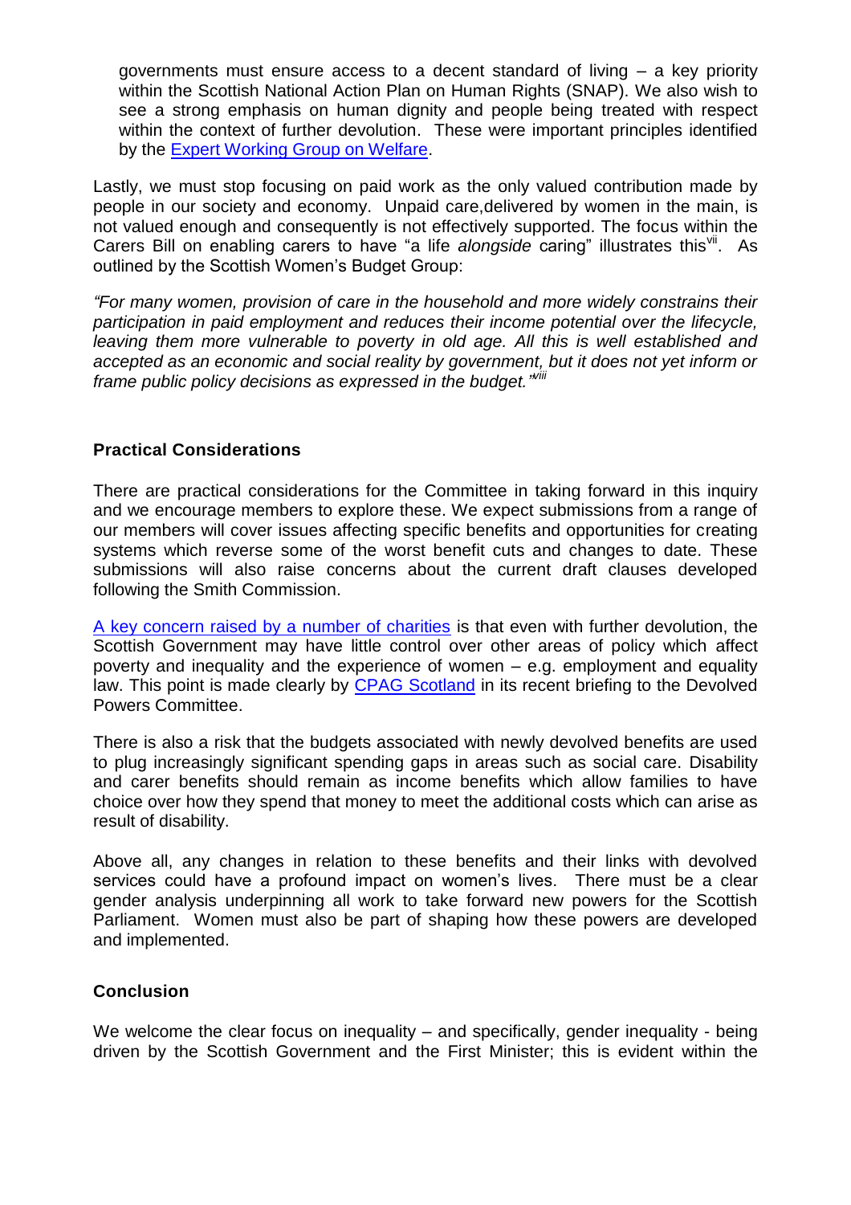governments must ensure access to a decent standard of living – a key priority within the Scottish National Action Plan on Human Rights (SNAP). We also wish to see a strong emphasis on human dignity and people being treated with respect within the context of further devolution. These were important principles identified by the [Expert Working Group on Welfare](#).

Lastly, we must stop focusing on paid work as the only valued contribution made by people in our society and economy. Unpaid care,delivered by women in the main, is not valued enough and consequently is not effectively supported. The focus within the Carers Bill on enabling carers to have "a life *alongside* caring" illustrates this[vii]. As outlined by the Scottish Women's Budget Group:

*"For many women, provision of care in the household and more widely constrains their participation in paid employment and reduces their income potential over the lifecycle, leaving them more vulnerable to poverty in old age. All this is well established and accepted as an economic and social reality by government, but it does not yet inform or frame public policy decisions as expressed in the budget."*[viii]

**Practical Considerations**

There are practical considerations for the Committee in taking forward in this inquiry and we encourage members to explore these. We expect submissions from a range of our members will cover issues affecting specific benefits and opportunities for creating systems which reverse some of the worst benefit cuts and changes to date. These submissions will also raise concerns about the current draft clauses developed following the Smith Commission.

[A key concern raised by a number of charities](#) is that even with further devolution, the Scottish Government may have little control over other areas of policy which affect poverty and inequality and the experience of women – e.g. employment and equality law. This point is made clearly by [CPAG Scotland](#) in its recent briefing to the Devolved Powers Committee.

There is also a risk that the budgets associated with newly devolved benefits are used to plug increasingly significant spending gaps in areas such as social care. Disability and carer benefits should remain as income benefits which allow families to have choice over how they spend that money to meet the additional costs which can arise as result of disability.

Above all, any changes in relation to these benefits and their links with devolved services could have a profound impact on women's lives. There must be a clear gender analysis underpinning all work to take forward new powers for the Scottish Parliament. Women must also be part of shaping how these powers are developed and implemented.

**Conclusion**

We welcome the clear focus on inequality – and specifically, gender inequality - being driven by the Scottish Government and the First Minister; this is evident within the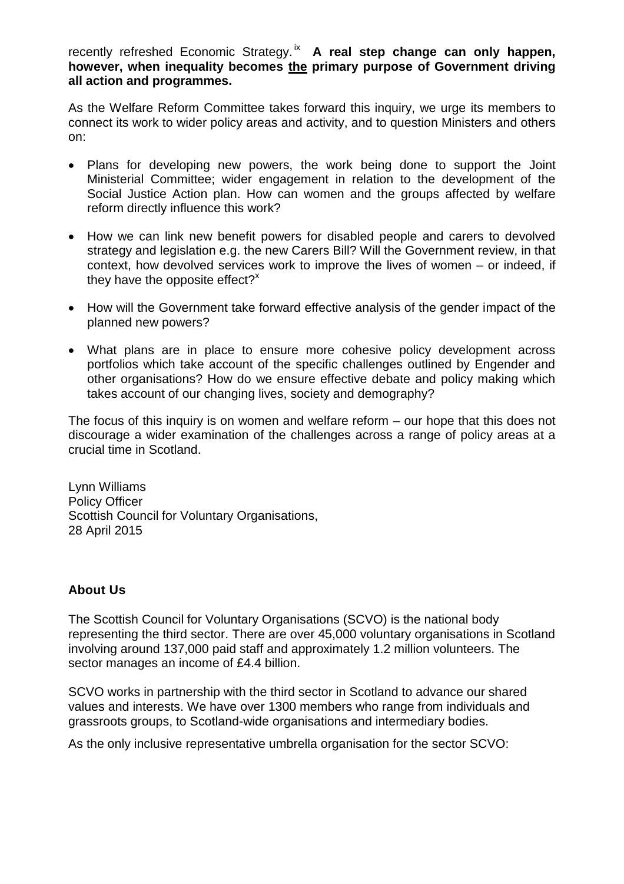recently refreshed Economic Strategy.[ix] **A real step change can only happen, however, when inequality becomes <u>the</u> primary purpose of Government driving all action and programmes.**

As the Welfare Reform Committee takes forward this inquiry, we urge its members to connect its work to wider policy areas and activity, and to question Ministers and others on:

- Plans for developing new powers, the work being done to support the Joint Ministerial Committee; wider engagement in relation to the development of the Social Justice Action plan. How can women and the groups affected by welfare reform directly influence this work?
- How we can link new benefit powers for disabled people and carers to devolved strategy and legislation e.g. the new Carers Bill? Will the Government review, in that context, how devolved services work to improve the lives of women – or indeed, if they have the opposite effect?[x]
- How will the Government take forward effective analysis of the gender impact of the planned new powers?
- What plans are in place to ensure more cohesive policy development across portfolios which take account of the specific challenges outlined by Engender and other organisations? How do we ensure effective debate and policy making which takes account of our changing lives, society and demography?

The focus of this inquiry is on women and welfare reform – our hope that this does not discourage a wider examination of the challenges across a range of policy areas at a crucial time in Scotland.

Lynn Williams
Policy Officer
Scottish Council for Voluntary Organisations,
28 April 2015

**About Us**

The Scottish Council for Voluntary Organisations (SCVO) is the national body representing the third sector. There are over 45,000 voluntary organisations in Scotland involving around 137,000 paid staff and approximately 1.2 million volunteers. The sector manages an income of £4.4 billion.

SCVO works in partnership with the third sector in Scotland to advance our shared values and interests. We have over 1300 members who range from individuals and grassroots groups, to Scotland-wide organisations and intermediary bodies.

As the only inclusive representative umbrella organisation for the sector SCVO: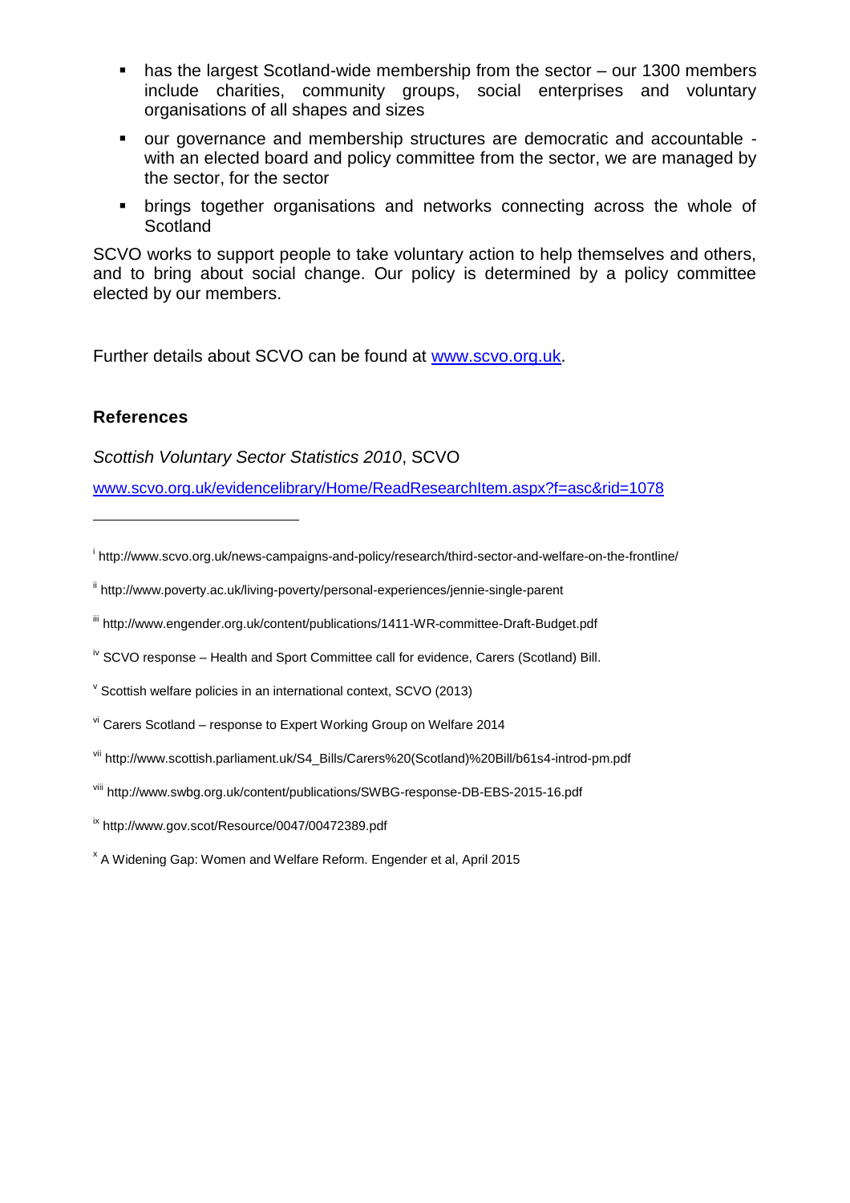- has the largest Scotland-wide membership from the sector – our 1300 members include charities, community groups, social enterprises and voluntary organisations of all shapes and sizes
- our governance and membership structures are democratic and accountable - with an elected board and policy committee from the sector, we are managed by the sector, for the sector
- brings together organisations and networks connecting across the whole of Scotland

SCVO works to support people to take voluntary action to help themselves and others, and to bring about social change. Our policy is determined by a policy committee elected by our members.

Further details about SCVO can be found at [www.scvo.org.uk](http://www.scvo.org.uk).

### References

*Scottish Voluntary Sector Statistics 2010*, SCVO

[www.scvo.org.uk/evidencelibrary/Home/ReadResearchItem.aspx?f=asc&rid=1078](http://www.scvo.org.uk/evidencelibrary/Home/ReadResearchItem.aspx?f=asc&rid=1078)

---

[i] http://www.scvo.org.uk/news-campaigns-and-policy/research/third-sector-and-welfare-on-the-frontline/

[ii] http://www.poverty.ac.uk/living-poverty/personal-experiences/jennie-single-parent

[iii] http://www.engender.org.uk/content/publications/1411-WR-committee-Draft-Budget.pdf

[iv] SCVO response – Health and Sport Committee call for evidence, Carers (Scotland) Bill.

[v] Scottish welfare policies in an international context, SCVO (2013)

[vi] Carers Scotland – response to Expert Working Group on Welfare 2014

[vii] http://www.scottish.parliament.uk/S4_Bills/Carers%20(Scotland)%20Bill/b61s4-introd-pm.pdf

[viii] http://www.swbg.org.uk/content/publications/SWBG-response-DB-EBS-2015-16.pdf

[ix] http://www.gov.scot/Resource/0047/00472389.pdf

[x] A Widening Gap: Women and Welfare Reform. Engender et al, April 2015